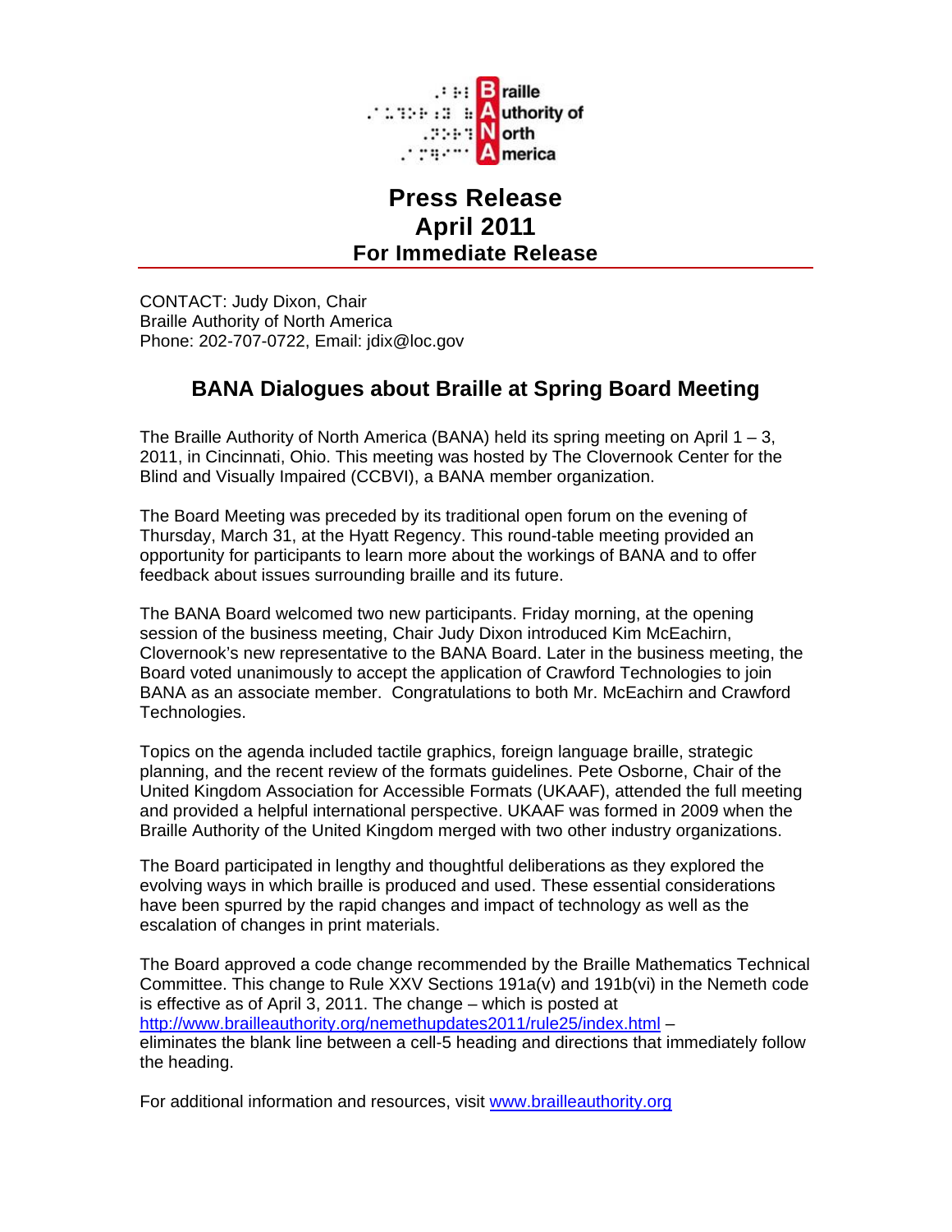**B**raille **A**uthority of **N**orth **A**merica

# Press Release
# April 2011
## For Immediate Release

CONTACT: Judy Dixon, Chair
Braille Authority of North America
Phone: 202-707-0722, Email: jdix@loc.gov

## BANA Dialogues about Braille at Spring Board Meeting

The Braille Authority of North America (BANA) held its spring meeting on April 1 – 3, 2011, in Cincinnati, Ohio. This meeting was hosted by The Clovernook Center for the Blind and Visually Impaired (CCBVI), a BANA member organization.

The Board Meeting was preceded by its traditional open forum on the evening of Thursday, March 31, at the Hyatt Regency. This round-table meeting provided an opportunity for participants to learn more about the workings of BANA and to offer feedback about issues surrounding braille and its future.

The BANA Board welcomed two new participants. Friday morning, at the opening session of the business meeting, Chair Judy Dixon introduced Kim McEachirn, Clovernook's new representative to the BANA Board. Later in the business meeting, the Board voted unanimously to accept the application of Crawford Technologies to join BANA as an associate member. Congratulations to both Mr. McEachirn and Crawford Technologies.

Topics on the agenda included tactile graphics, foreign language braille, strategic planning, and the recent review of the formats guidelines. Pete Osborne, Chair of the United Kingdom Association for Accessible Formats (UKAAF), attended the full meeting and provided a helpful international perspective. UKAAF was formed in 2009 when the Braille Authority of the United Kingdom merged with two other industry organizations.

The Board participated in lengthy and thoughtful deliberations as they explored the evolving ways in which braille is produced and used. These essential considerations have been spurred by the rapid changes and impact of technology as well as the escalation of changes in print materials.

The Board approved a code change recommended by the Braille Mathematics Technical Committee. This change to Rule XXV Sections 191a(v) and 191b(vi) in the Nemeth code is effective as of April 3, 2011. The change – which is posted at http://www.brailleauthority.org/nemethupdates2011/rule25/index.html – eliminates the blank line between a cell-5 heading and directions that immediately follow the heading.

For additional information and resources, visit www.brailleauthority.org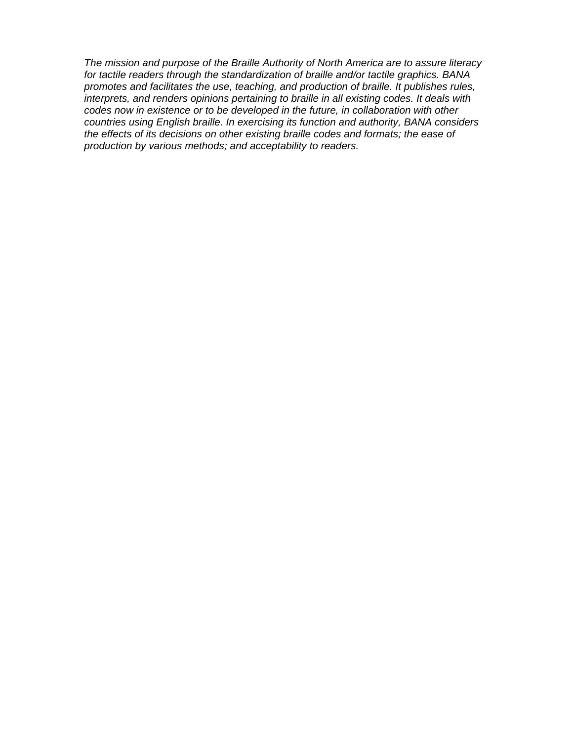*The mission and purpose of the Braille Authority of North America are to assure literacy for tactile readers through the standardization of braille and/or tactile graphics. BANA promotes and facilitates the use, teaching, and production of braille. It publishes rules, interprets, and renders opinions pertaining to braille in all existing codes. It deals with codes now in existence or to be developed in the future, in collaboration with other countries using English braille. In exercising its function and authority, BANA considers the effects of its decisions on other existing braille codes and formats; the ease of production by various methods; and acceptability to readers.*